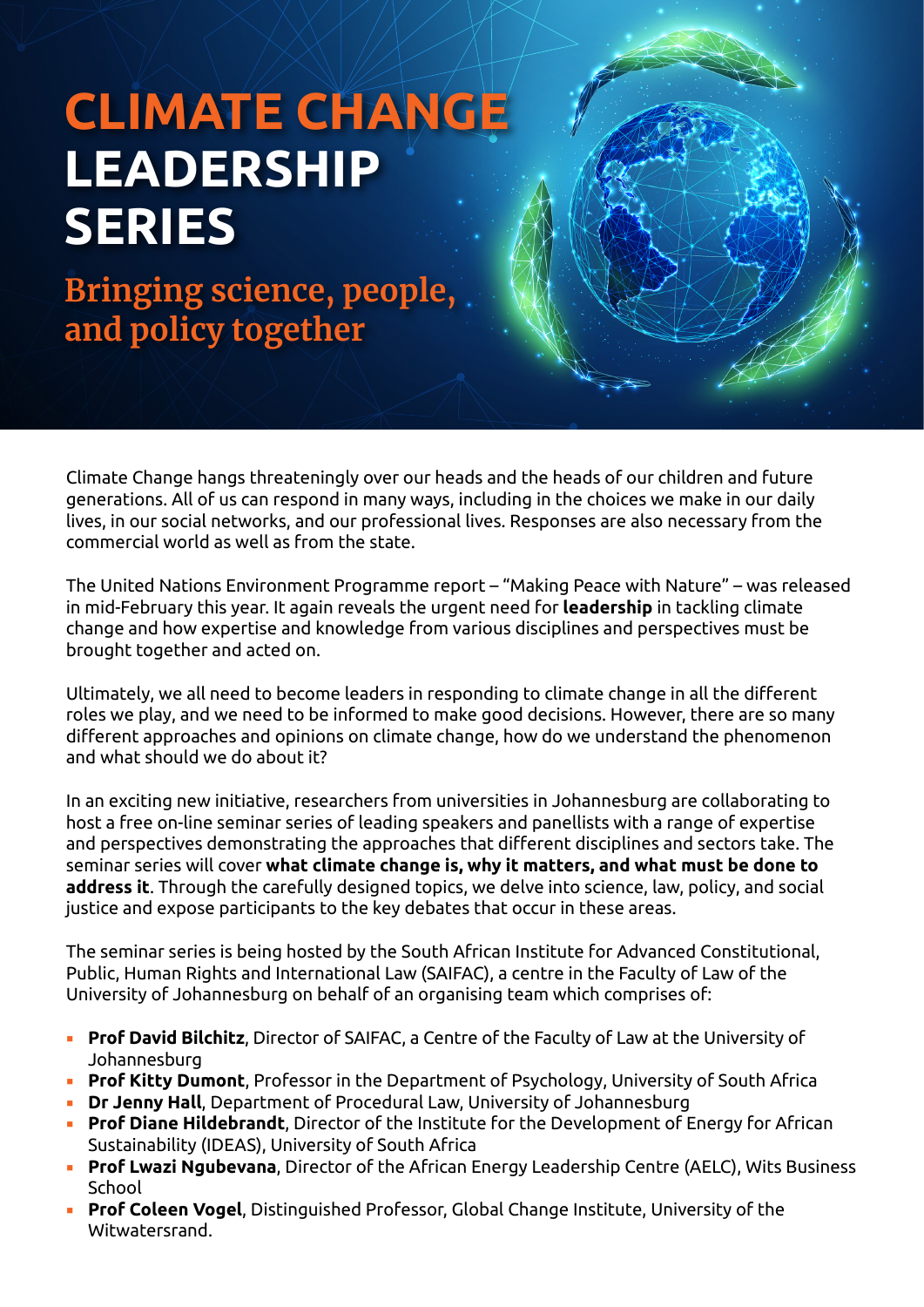# CLIMATE CHANGE LEADERSHIP SERIES

## Bringing science, people, and policy together

Climate Change hangs threateningly over our heads and the heads of our children and future generations. All of us can respond in many ways, including in the choices we make in our daily lives, in our social networks, and our professional lives. Responses are also necessary from the commercial world as well as from the state.

The United Nations Environment Programme report – "Making Peace with Nature" – was released in mid-February this year. It again reveals the urgent need for **leadership** in tackling climate change and how expertise and knowledge from various disciplines and perspectives must be brought together and acted on.

Ultimately, we all need to become leaders in responding to climate change in all the different roles we play, and we need to be informed to make good decisions. However, there are so many different approaches and opinions on climate change, how do we understand the phenomenon and what should we do about it?

In an exciting new initiative, researchers from universities in Johannesburg are collaborating to host a free on-line seminar series of leading speakers and panellists with a range of expertise and perspectives demonstrating the approaches that different disciplines and sectors take. The seminar series will cover **what climate change is, why it matters, and what must be done to address it**. Through the carefully designed topics, we delve into science, law, policy, and social justice and expose participants to the key debates that occur in these areas.

The seminar series is being hosted by the South African Institute for Advanced Constitutional, Public, Human Rights and International Law (SAIFAC), a centre in the Faculty of Law of the University of Johannesburg on behalf of an organising team which comprises of:

- **Prof David Bilchitz**, Director of SAIFAC, a Centre of the Faculty of Law at the University of Johannesburg
- **Prof Kitty Dumont**, Professor in the Department of Psychology, University of South Africa
- **Dr Jenny Hall**, Department of Procedural Law, University of Johannesburg
- **Prof Diane Hildebrandt**, Director of the Institute for the Development of Energy for African Sustainability (IDEAS), University of South Africa
- **Prof Lwazi Ngubevana**, Director of the African Energy Leadership Centre (AELC), Wits Business School
- **Prof Coleen Vogel**, Distinguished Professor, Global Change Institute, University of the Witwatersrand.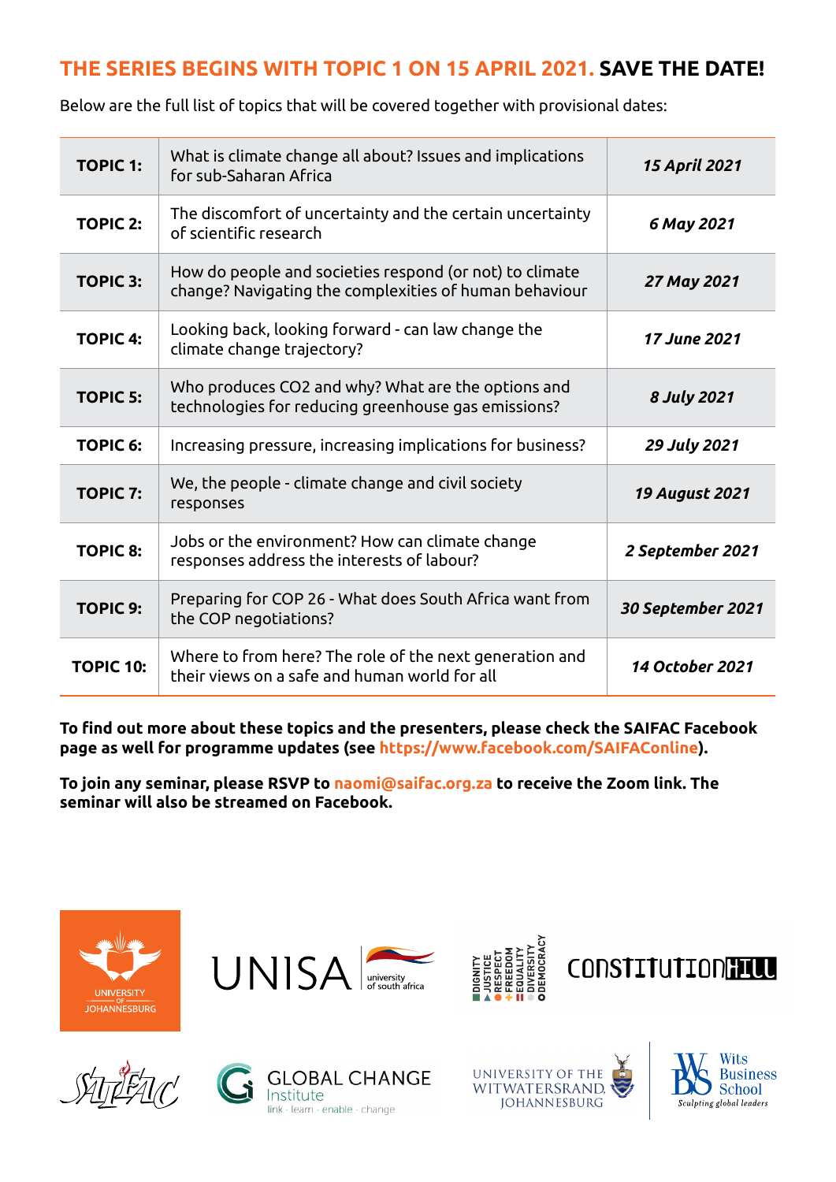## THE SERIES BEGINS WITH TOPIC 1 ON 15 APRIL 2021. SAVE THE DATE!

Below are the full list of topics that will be covered together with provisional dates:

| | | |
|---|---|---|
| **TOPIC 1:** | What is climate change all about? Issues and implications for sub-Saharan Africa | ***15 April 2021*** |
| **TOPIC 2:** | The discomfort of uncertainty and the certain uncertainty of scientific research | ***6 May 2021*** |
| **TOPIC 3:** | How do people and societies respond (or not) to climate change? Navigating the complexities of human behaviour | ***27 May 2021*** |
| **TOPIC 4:** | Looking back, looking forward - can law change the climate change trajectory? | ***17 June 2021*** |
| **TOPIC 5:** | Who produces CO2 and why? What are the options and technologies for reducing greenhouse gas emissions? | ***8 July 2021*** |
| **TOPIC 6:** | Increasing pressure, increasing implications for business? | ***29 July 2021*** |
| **TOPIC 7:** | We, the people - climate change and civil society responses | ***19 August 2021*** |
| **TOPIC 8:** | Jobs or the environment? How can climate change responses address the interests of labour? | ***2 September 2021*** |
| **TOPIC 9:** | Preparing for COP 26 - What does South Africa want from the COP negotiations? | ***30 September 2021*** |
| **TOPIC 10:** | Where to from here? The role of the next generation and their views on a safe and human world for all | ***14 October 2021*** |

**To find out more about these topics and the presenters, please check the SAIFAC Facebook page as well for programme updates (see https://www.facebook.com/SAIFAConline).**

**To join any seminar, please RSVP to naomi@saifac.org.za to receive the Zoom link. The seminar will also be streamed on Facebook.**

UNIVERSITY OF JOHANNESBURG

UNISA university of south africa

DIGNITY JUSTICE RESPECT FREEDOM EQUALITY DIVERSITY DEMOCRACY

CONSTITUTION HILL

SAIFAC

GLOBAL CHANGE Institute
link · learn · enable · change

UNIVERSITY OF THE WITWATERSRAND, JOHANNESBURG

Wits Business School
Sculpting global leaders